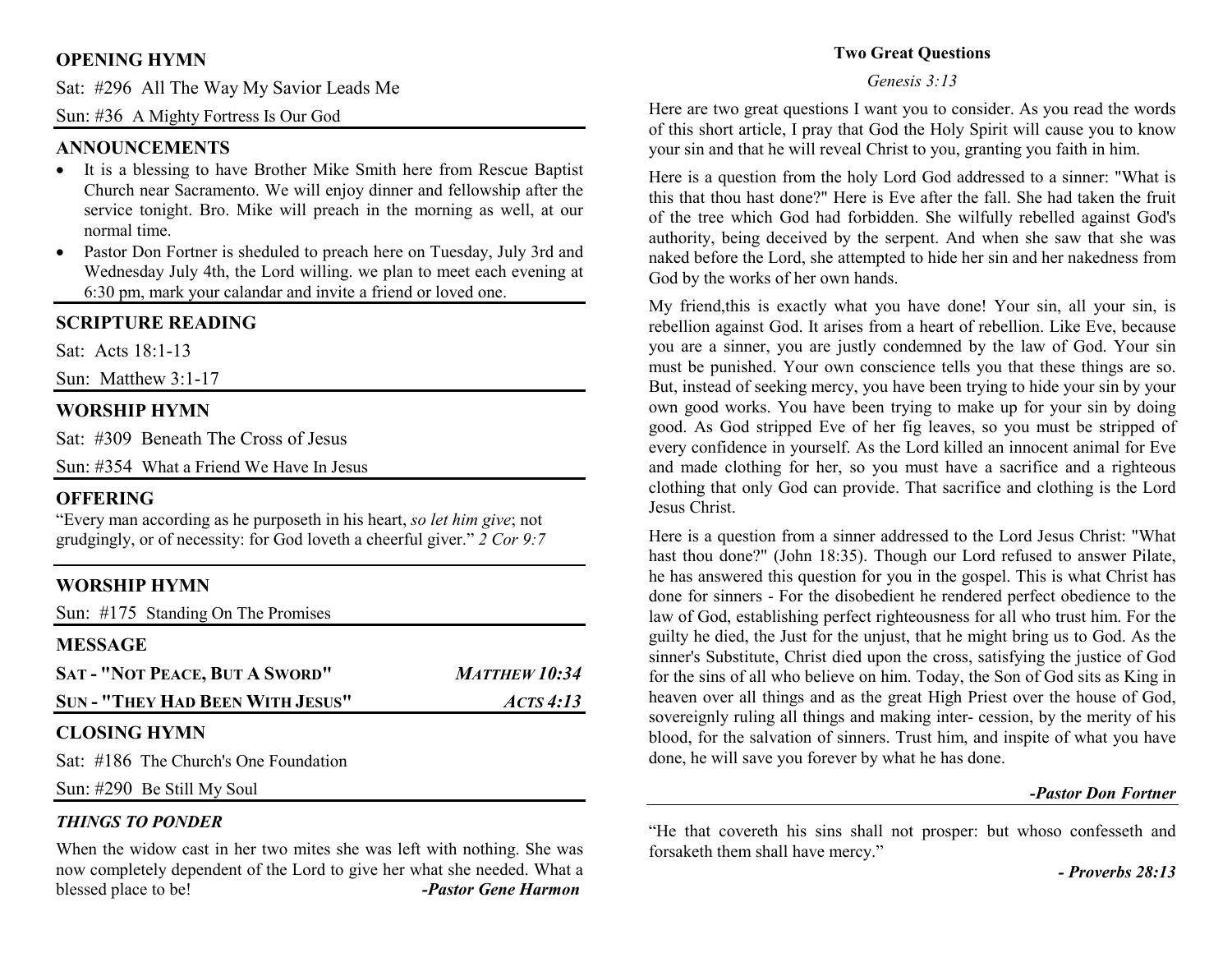## OPENING HYMN

Sat: #296 All The Way My Savior Leads Me

Sun: #36 A Mighty Fortress Is Our God

## ANNOUNCEMENTS

- It is a blessing to have Brother Mike Smith here from Rescue Baptist Church near Sacramento. We will enjoy dinner and fellowship after the service tonight. Bro. Mike will preach in the morning as well, at our normal time.
- Pastor Don Fortner is sheduled to preach here on Tuesday, July 3rd and Wednesday July 4th, the Lord willing. we plan to meet each evening at 6:30 pm, mark your calandar and invite a friend or loved one.

## SCRIPTURE READING

Sat: Acts 18:1-13

Sun: Matthew 3:1-17

## WORSHIP HYMN

Sat: #309 Beneath The Cross of Jesus

Sun: #354 What a Friend We Have In Jesus

## OFFERING

"Every man according as he purposeth in his heart, *so let him give*; not grudgingly, or of necessity: for God loveth a cheerful giver." *2 Cor 9:7*

## WORSHIP HYMN

Sun: #175 Standing On The Promises

## MESSAGE

**SAT - "NOT PEACE, BUT A SWORD"** — ***MATTHEW 10:34***

**SUN - "THEY HAD BEEN WITH JESUS"** — ***ACTS 4:13***

## CLOSING HYMN

Sat: #186 The Church's One Foundation

Sun: #290 Be Still My Soul

### *THINGS TO PONDER*

When the widow cast in her two mites she was left with nothing. She was now completely dependent of the Lord to give her what she needed. What a blessed place to be! ***-Pastor Gene Harmon***

## Two Great Questions

*Genesis 3:13*

Here are two great questions I want you to consider. As you read the words of this short article, I pray that God the Holy Spirit will cause you to know your sin and that he will reveal Christ to you, granting you faith in him.

Here is a question from the holy Lord God addressed to a sinner: "What is this that thou hast done?" Here is Eve after the fall. She had taken the fruit of the tree which God had forbidden. She wilfully rebelled against God's authority, being deceived by the serpent. And when she saw that she was naked before the Lord, she attempted to hide her sin and her nakedness from God by the works of her own hands.

My friend,this is exactly what you have done! Your sin, all your sin, is rebellion against God. It arises from a heart of rebellion. Like Eve, because you are a sinner, you are justly condemned by the law of God. Your sin must be punished. Your own conscience tells you that these things are so. But, instead of seeking mercy, you have been trying to hide your sin by your own good works. You have been trying to make up for your sin by doing good. As God stripped Eve of her fig leaves, so you must be stripped of every confidence in yourself. As the Lord killed an innocent animal for Eve and made clothing for her, so you must have a sacrifice and a righteous clothing that only God can provide. That sacrifice and clothing is the Lord Jesus Christ.

Here is a question from a sinner addressed to the Lord Jesus Christ: "What hast thou done?" (John 18:35). Though our Lord refused to answer Pilate, he has answered this question for you in the gospel. This is what Christ has done for sinners - For the disobedient he rendered perfect obedience to the law of God, establishing perfect righteousness for all who trust him. For the guilty he died, the Just for the unjust, that he might bring us to God. As the sinner's Substitute, Christ died upon the cross, satisfying the justice of God for the sins of all who believe on him. Today, the Son of God sits as King in heaven over all things and as the great High Priest over the house of God, sovereignly ruling all things and making inter- cession, by the merit of his blood, for the salvation of sinners. Trust him, and inspite of what you have done, he will save you forever by what he has done.

***-Pastor Don Fortner***

"He that covereth his sins shall not prosper: but whoso confesseth and forsaketh them shall have mercy."

***- Proverbs 28:13***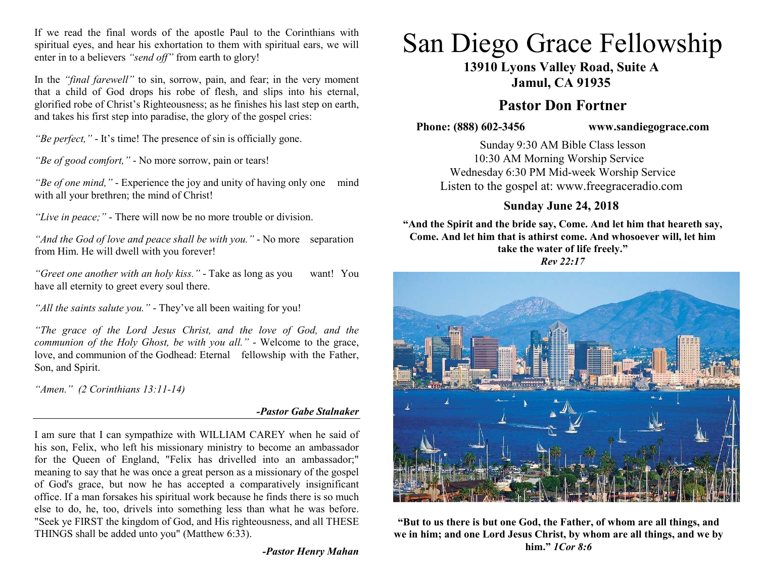If we read the final words of the apostle Paul to the Corinthians with spiritual eyes, and hear his exhortation to them with spiritual ears, we will enter in to a believers *"send off"* from earth to glory!

In the *"final farewell"* to sin, sorrow, pain, and fear; in the very moment that a child of God drops his robe of flesh, and slips into his eternal, glorified robe of Christ's Righteousness; as he finishes his last step on earth, and takes his first step into paradise, the glory of the gospel cries:

*"Be perfect,"* - It's time! The presence of sin is officially gone.

*"Be of good comfort,"* - No more sorrow, pain or tears!

*"Be of one mind,"* - Experience the joy and unity of having only one mind with all your brethren; the mind of Christ!

*"Live in peace;"* - There will now be no more trouble or division.

*"And the God of love and peace shall be with you."* - No more separation from Him. He will dwell with you forever!

*"Greet one another with an holy kiss."* - Take as long as you want! You have all eternity to greet every soul there.

*"All the saints salute you."* - They've all been waiting for you!

*"The grace of the Lord Jesus Christ, and the love of God, and the communion of the Holy Ghost, be with you all."* - Welcome to the grace, love, and communion of the Godhead: Eternal fellowship with the Father, Son, and Spirit.

*"Amen." (2 Corinthians 13:11-14)*

***-Pastor Gabe Stalnaker***

---

I am sure that I can sympathize with WILLIAM CAREY when he said of his son, Felix, who left his missionary ministry to become an ambassador for the Queen of England, "Felix has drivelled into an ambassador;" meaning to say that he was once a great person as a missionary of the gospel of God's grace, but now he has accepted a comparatively insignificant office. If a man forsakes his spiritual work because he finds there is so much else to do, he, too, drivels into something less than what he was before. "Seek ye FIRST the kingdom of God, and His righteousness, and all THESE THINGS shall be added unto you" (Matthew 6:33).

***-Pastor Henry Mahan***

# San Diego Grace Fellowship

**13910 Lyons Valley Road, Suite A**
**Jamul, CA 91935**

## Pastor Don Fortner

**Phone: (888) 602-3456** **www.sandiegograce.com**

Sunday 9:30 AM Bible Class lesson
10:30 AM Morning Worship Service
Wednesday 6:30 PM Mid-week Worship Service
Listen to the gospel at: www.freegraceradio.com

### Sunday June 24, 2018

**"And the Spirit and the bride say, Come. And let him that heareth say, Come. And let him that is athirst come. And whosoever will, let him take the water of life freely."**
***Rev 22:17***

**"But to us there is but one God, the Father, of whom are all things, and we in him; and one Lord Jesus Christ, by whom are all things, and we by him."** ***1Cor 8:6***